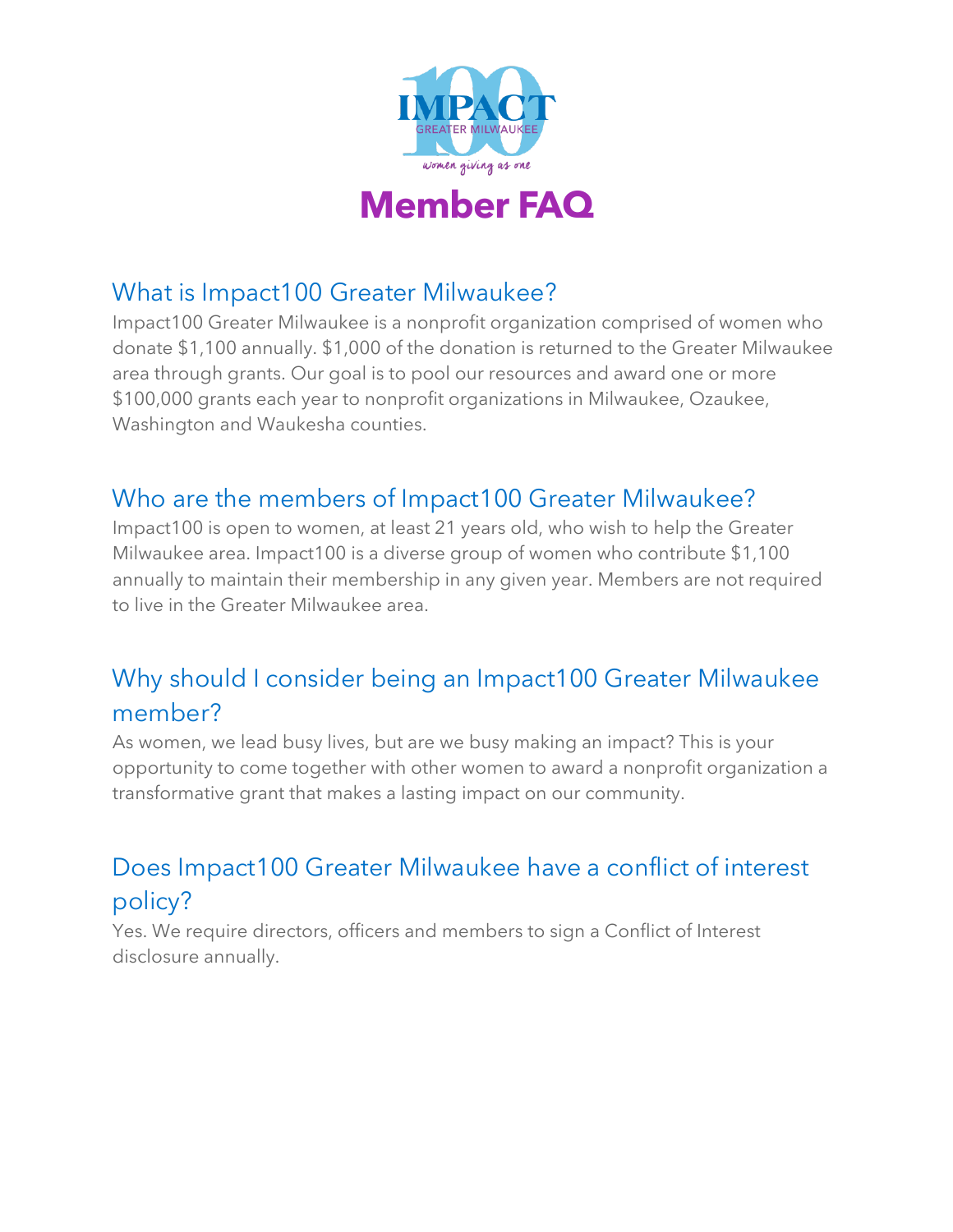# Member FAQ

## What is Impact100 Greater Milwaukee?

Impact100 Greater Milwaukee is a nonprofit organization comprised of women who donate $1,100 annually. $1,000 of the donation is returned to the Greater Milwaukee area through grants. Our goal is to pool our resources and award one or more $100,000 grants each year to nonprofit organizations in Milwaukee, Ozaukee, Washington and Waukesha counties.

## Who are the members of Impact100 Greater Milwaukee?

Impact100 is open to women, at least 21 years old, who wish to help the Greater Milwaukee area. Impact100 is a diverse group of women who contribute $1,100 annually to maintain their membership in any given year. Members are not required to live in the Greater Milwaukee area.

## Why should I consider being an Impact100 Greater Milwaukee member?

As women, we lead busy lives, but are we busy making an impact? This is your opportunity to come together with other women to award a nonprofit organization a transformative grant that makes a lasting impact on our community.

## Does Impact100 Greater Milwaukee have a conflict of interest policy?

Yes. We require directors, officers and members to sign a Conflict of Interest disclosure annually.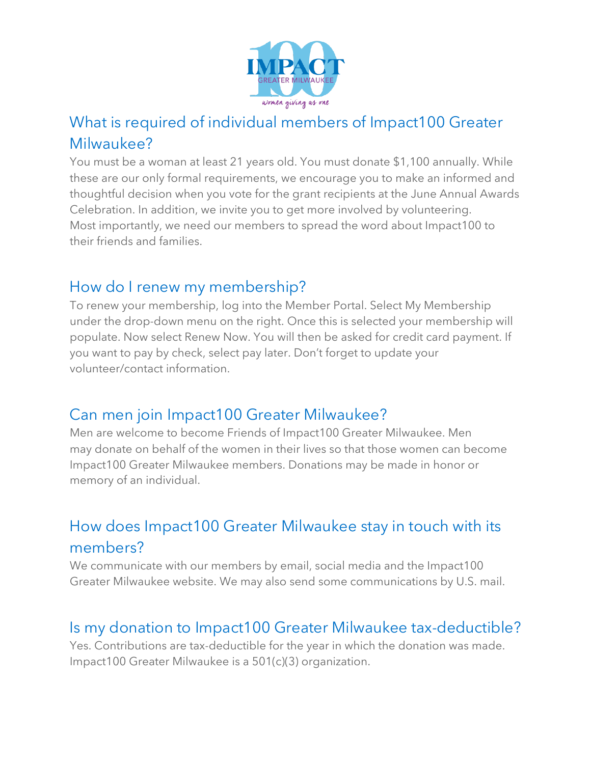## What is required of individual members of Impact100 Greater Milwaukee?

You must be a woman at least 21 years old. You must donate $1,100 annually. While these are our only formal requirements, we encourage you to make an informed and thoughtful decision when you vote for the grant recipients at the June Annual Awards Celebration. In addition, we invite you to get more involved by volunteering. Most importantly, we need our members to spread the word about Impact100 to their friends and families.

## How do I renew my membership?

To renew your membership, log into the Member Portal. Select My Membership under the drop-down menu on the right. Once this is selected your membership will populate. Now select Renew Now. You will then be asked for credit card payment. If you want to pay by check, select pay later. Don't forget to update your volunteer/contact information.

## Can men join Impact100 Greater Milwaukee?

Men are welcome to become Friends of Impact100 Greater Milwaukee. Men may donate on behalf of the women in their lives so that those women can become Impact100 Greater Milwaukee members. Donations may be made in honor or memory of an individual.

## How does Impact100 Greater Milwaukee stay in touch with its members?

We communicate with our members by email, social media and the Impact100 Greater Milwaukee website. We may also send some communications by U.S. mail.

## Is my donation to Impact100 Greater Milwaukee tax-deductible?

Yes. Contributions are tax-deductible for the year in which the donation was made. Impact100 Greater Milwaukee is a 501(c)(3) organization.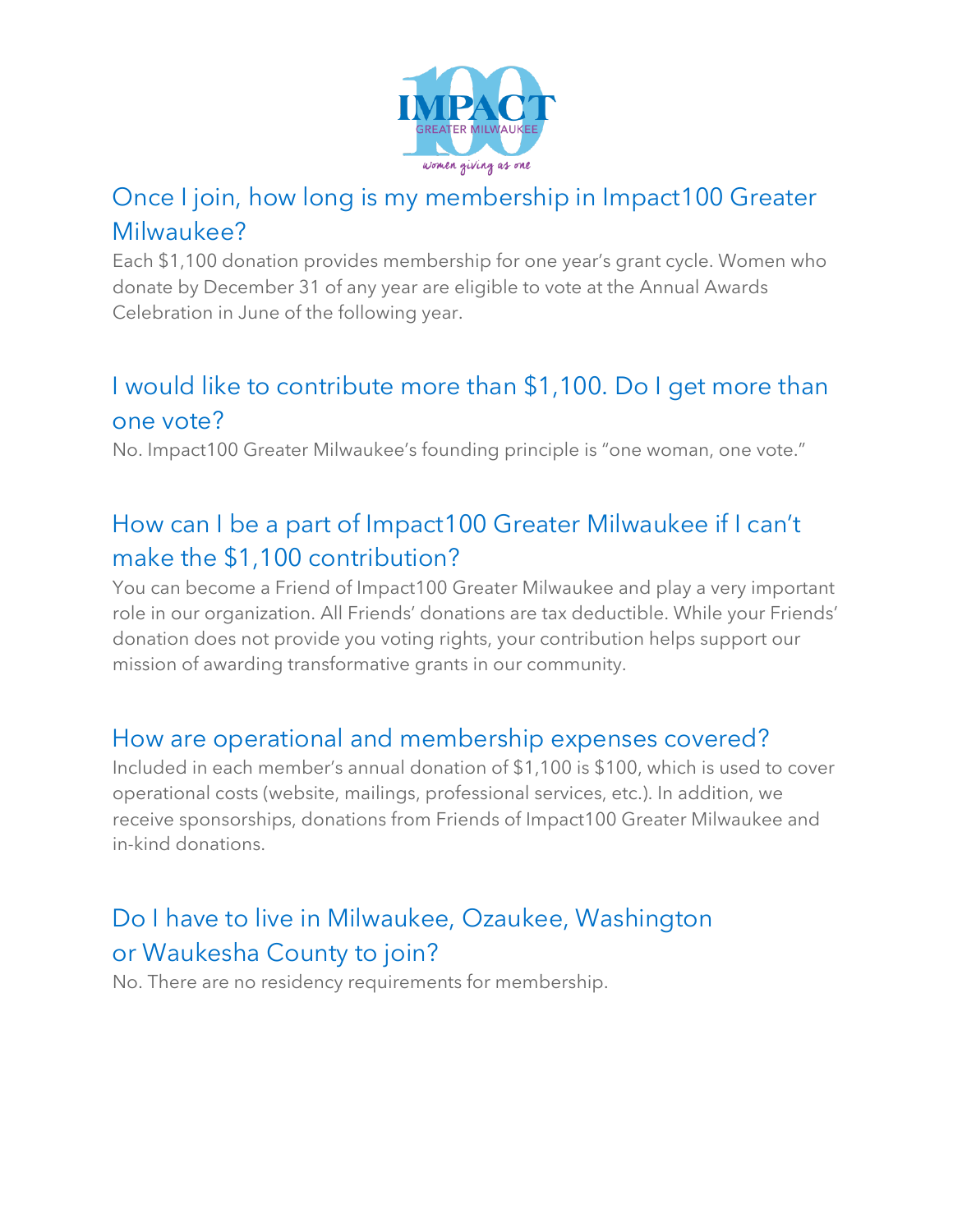## Once I join, how long is my membership in Impact100 Greater Milwaukee?

Each $1,100 donation provides membership for one year's grant cycle. Women who donate by December 31 of any year are eligible to vote at the Annual Awards Celebration in June of the following year.

## I would like to contribute more than $1,100. Do I get more than one vote?

No. Impact100 Greater Milwaukee's founding principle is "one woman, one vote."

## How can I be a part of Impact100 Greater Milwaukee if I can't make the $1,100 contribution?

You can become a Friend of Impact100 Greater Milwaukee and play a very important role in our organization. All Friends' donations are tax deductible. While your Friends' donation does not provide you voting rights, your contribution helps support our mission of awarding transformative grants in our community.

## How are operational and membership expenses covered?

Included in each member's annual donation of $1,100 is $100, which is used to cover operational costs (website, mailings, professional services, etc.). In addition, we receive sponsorships, donations from Friends of Impact100 Greater Milwaukee and in-kind donations.

## Do I have to live in Milwaukee, Ozaukee, Washington or Waukesha County to join?

No. There are no residency requirements for membership.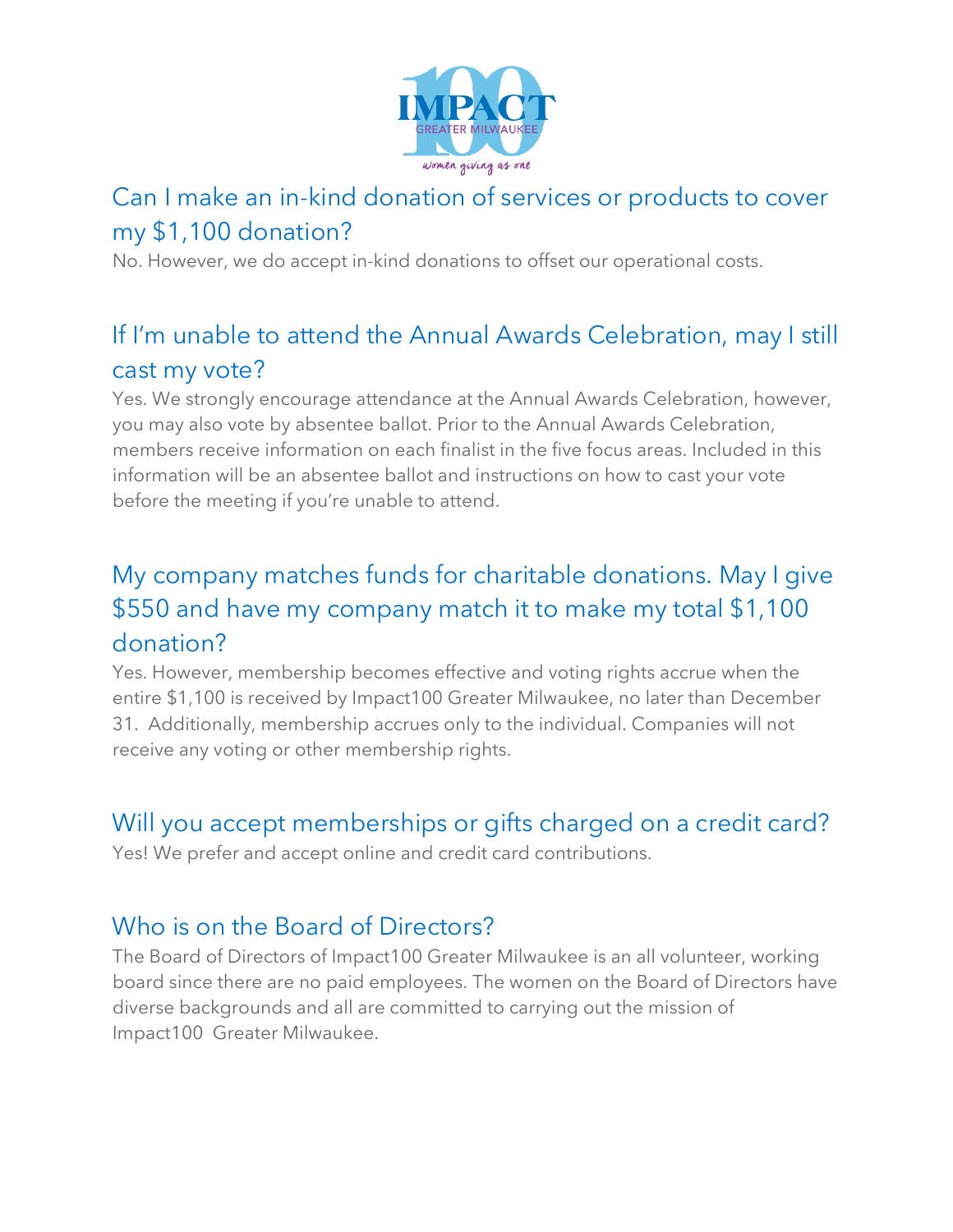## Can I make an in-kind donation of services or products to cover my $1,100 donation?

No. However, we do accept in-kind donations to offset our operational costs.

## If I'm unable to attend the Annual Awards Celebration, may I still cast my vote?

Yes. We strongly encourage attendance at the Annual Awards Celebration, however, you may also vote by absentee ballot. Prior to the Annual Awards Celebration, members receive information on each finalist in the five focus areas. Included in this information will be an absentee ballot and instructions on how to cast your vote before the meeting if you're unable to attend.

## My company matches funds for charitable donations. May I give $550 and have my company match it to make my total $1,100 donation?

Yes. However, membership becomes effective and voting rights accrue when the entire $1,100 is received by Impact100 Greater Milwaukee, no later than December 31. Additionally, membership accrues only to the individual. Companies will not receive any voting or other membership rights.

## Will you accept memberships or gifts charged on a credit card?

Yes! We prefer and accept online and credit card contributions.

## Who is on the Board of Directors?

The Board of Directors of Impact100 Greater Milwaukee is an all volunteer, working board since there are no paid employees. The women on the Board of Directors have diverse backgrounds and all are committed to carrying out the mission of Impact100 Greater Milwaukee.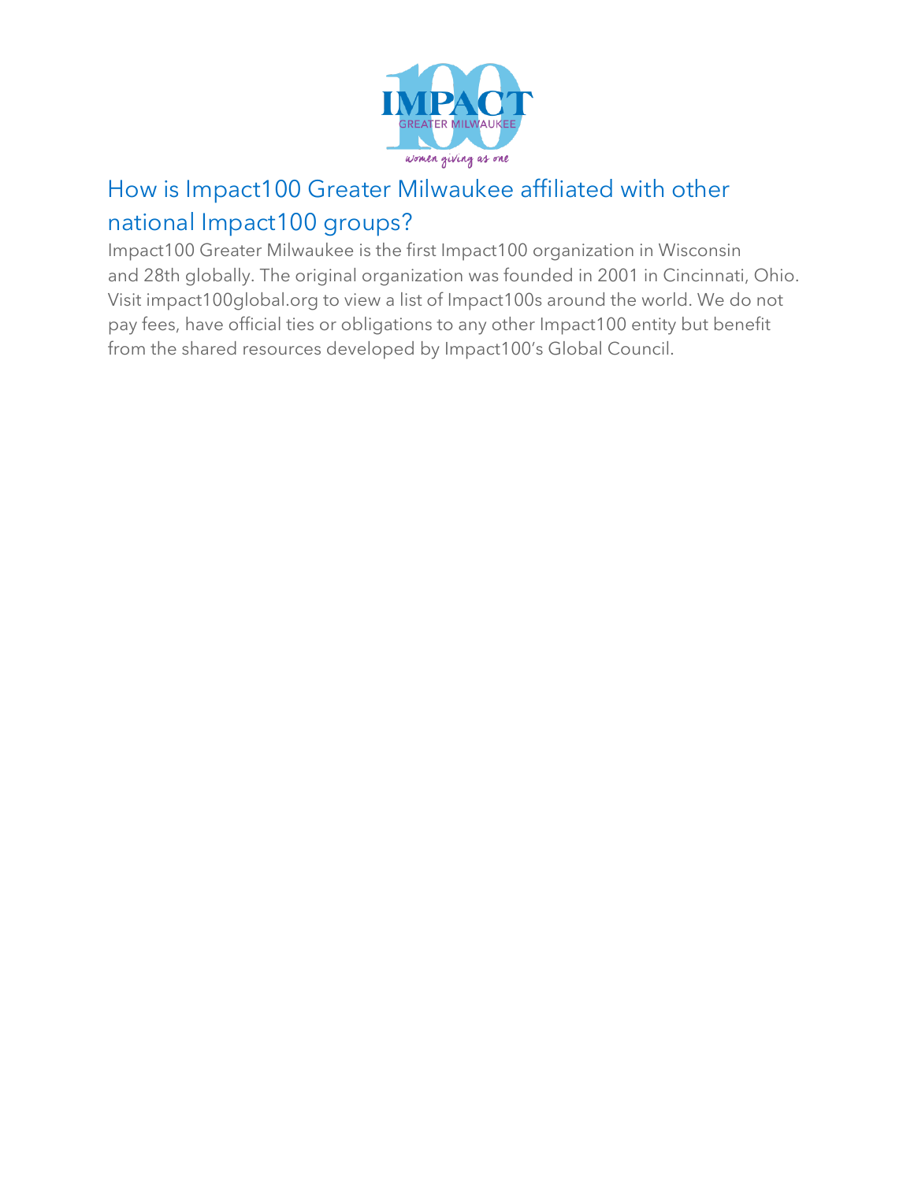## How is Impact100 Greater Milwaukee affiliated with other national Impact100 groups?

Impact100 Greater Milwaukee is the first Impact100 organization in Wisconsin and 28th globally. The original organization was founded in 2001 in Cincinnati, Ohio. Visit impact100global.org to view a list of Impact100s around the world. We do not pay fees, have official ties or obligations to any other Impact100 entity but benefit from the shared resources developed by Impact100's Global Council.